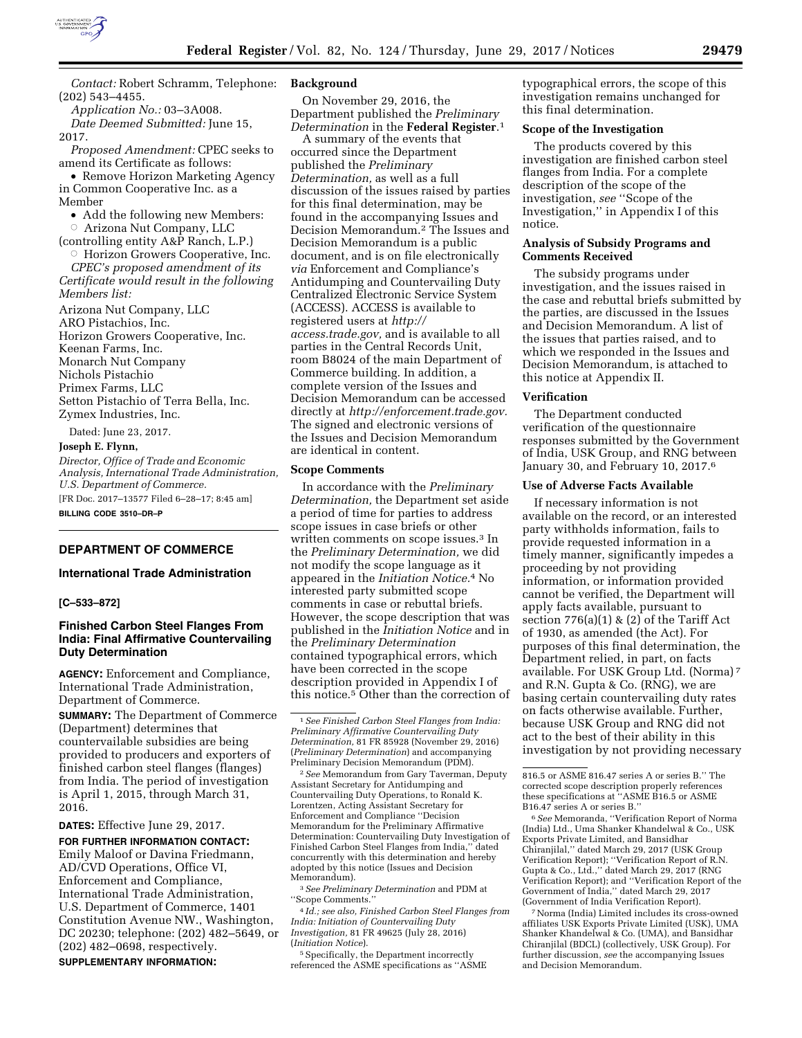*Contact:* Robert Schramm, Telephone: (202) 543–4455.

*Application No.:* 03–3A008.

*Date Deemed Submitted:* June 15, 2017.

*Proposed Amendment:* CPEC seeks to amend its Certificate as follows:

- Remove Horizon Marketing Agency in Common Cooperative Inc. as a Member
- Add the following new Members:
  - Arizona Nut Company, LLC (controlling entity A&P Ranch, L.P.)
  - Horizon Growers Cooperative, Inc.

*CPEC's proposed amendment of its Certificate would result in the following Members list:*

Arizona Nut Company, LLC
ARO Pistachios, Inc.
Horizon Growers Cooperative, Inc.
Keenan Farms, Inc.
Monarch Nut Company
Nichols Pistachio
Primex Farms, LLC
Setton Pistachio of Terra Bella, Inc.
Zymex Industries, Inc.

Dated: June 23, 2017.

**Joseph E. Flynn,**

*Director, Office of Trade and Economic Analysis, International Trade Administration, U.S. Department of Commerce.*

[FR Doc. 2017–13577 Filed 6–28–17; 8:45 am]

**BILLING CODE 3510–DR–P**

---

## DEPARTMENT OF COMMERCE

### International Trade Administration

**[C–533–872]**

### Finished Carbon Steel Flanges From India: Final Affirmative Countervailing Duty Determination

**AGENCY:** Enforcement and Compliance, International Trade Administration, Department of Commerce.

**SUMMARY:** The Department of Commerce (Department) determines that countervailable subsidies are being provided to producers and exporters of finished carbon steel flanges (flanges) from India. The period of investigation is April 1, 2015, through March 31, 2016.

**DATES:** Effective June 29, 2017.

**FOR FURTHER INFORMATION CONTACT:** Emily Maloof or Davina Friedmann, AD/CVD Operations, Office VI, Enforcement and Compliance, International Trade Administration, U.S. Department of Commerce, 1401 Constitution Avenue NW., Washington, DC 20230; telephone: (202) 482–5649, or (202) 482–0698, respectively.

**SUPPLEMENTARY INFORMATION:**

**Background**

On November 29, 2016, the Department published the *Preliminary Determination* in the **Federal Register**.[1]

A summary of the events that occurred since the Department published the *Preliminary Determination,* as well as a full discussion of the issues raised by parties for this final determination, may be found in the accompanying Issues and Decision Memorandum.[2] The Issues and Decision Memorandum is a public document, and is on file electronically *via* Enforcement and Compliance's Antidumping and Countervailing Duty Centralized Electronic Service System (ACCESS). ACCESS is available to registered users at *http://access.trade.gov,* and is available to all parties in the Central Records Unit, room B8024 of the main Department of Commerce building. In addition, a complete version of the Issues and Decision Memorandum can be accessed directly at *http://enforcement.trade.gov.* The signed and electronic versions of the Issues and Decision Memorandum are identical in content.

**Scope Comments**

In accordance with the *Preliminary Determination,* the Department set aside a period of time for parties to address scope issues in case briefs or other written comments on scope issues.[3] In the *Preliminary Determination,* we did not modify the scope language as it appeared in the *Initiation Notice*.[4] No interested party submitted scope comments in case or rebuttal briefs. However, the scope description that was published in the *Initiation Notice* and in the *Preliminary Determination* contained typographical errors, which have been corrected in the scope description provided in Appendix I of this notice.[5] Other than the correction of typographical errors, the scope of this investigation remains unchanged for this final determination.

**Scope of the Investigation**

The products covered by this investigation are finished carbon steel flanges from India. For a complete description of the scope of the investigation, *see* ''Scope of the Investigation,'' in Appendix I of this notice.

**Analysis of Subsidy Programs and Comments Received**

The subsidy programs under investigation, and the issues raised in the case and rebuttal briefs submitted by the parties, are discussed in the Issues and Decision Memorandum. A list of the issues that parties raised, and to which we responded in the Issues and Decision Memorandum, is attached to this notice at Appendix II.

**Verification**

The Department conducted verification of the questionnaire responses submitted by the Government of India, USK Group, and RNG between January 30, and February 10, 2017.[6]

**Use of Adverse Facts Available**

If necessary information is not available on the record, or an interested party withholds information, fails to provide requested information in a timely manner, significantly impedes a proceeding by not providing information, or information provided cannot be verified, the Department will apply facts available, pursuant to section 776(a)(1) & (2) of the Tariff Act of 1930, as amended (the Act). For purposes of this final determination, the Department relied, in part, on facts available. For USK Group Ltd. (Norma)[7] and R.N. Gupta & Co. (RNG), we are basing certain countervailing duty rates on facts otherwise available. Further, because USK Group and RNG did not act to the best of their ability in this investigation by not providing necessary

---

[1] *See Finished Carbon Steel Flanges from India: Preliminary Affirmative Countervailing Duty Determination,* 81 FR 85928 (November 29, 2016) (*Preliminary Determination*) and accompanying Preliminary Decision Memorandum (PDM).

[2] *See* Memorandum from Gary Taverman, Deputy Assistant Secretary for Antidumping and Countervailing Duty Operations, to Ronald K. Lorentzen, Acting Assistant Secretary for Enforcement and Compliance ''Decision Memorandum for the Preliminary Affirmative Determination: Countervailing Duty Investigation of Finished Carbon Steel Flanges from India,'' dated concurrently with this determination and hereby adopted by this notice (Issues and Decision Memorandum).

[3] *See Preliminary Determination* and PDM at ''Scope Comments.''

[4] *Id.; see also, Finished Carbon Steel Flanges from India: Initiation of Countervailing Duty Investigation,* 81 FR 49625 (July 28, 2016) (*Initiation Notice*).

[5] Specifically, the Department incorrectly referenced the ASME specifications as ''ASME 816.5 or ASME 816.47 series A or series B.'' The corrected scope description properly references these specifications at ''ASME B16.5 or ASME B16.47 series A or series B.''

[6] *See* Memoranda, ''Verification Report of Norma (India) Ltd., Uma Shanker Khandelwal & Co., USK Exports Private Limited, and Bansidhar Chiranjilal,'' dated March 29, 2017 (USK Group Verification Report); ''Verification Report of R.N. Gupta & Co., Ltd.,'' dated March 29, 2017 (RNG Verification Report); and ''Verification Report of the Government of India,'' dated March 29, 2017 (Government of India Verification Report).

[7] Norma (India) Limited includes its cross-owned affiliates USK Exports Private Limited (USK), UMA Shanker Khandelwal & Co. (UMA), and Bansidhar Chiranjilal (BDCL) (collectively, USK Group). For further discussion, *see* the accompanying Issues and Decision Memorandum.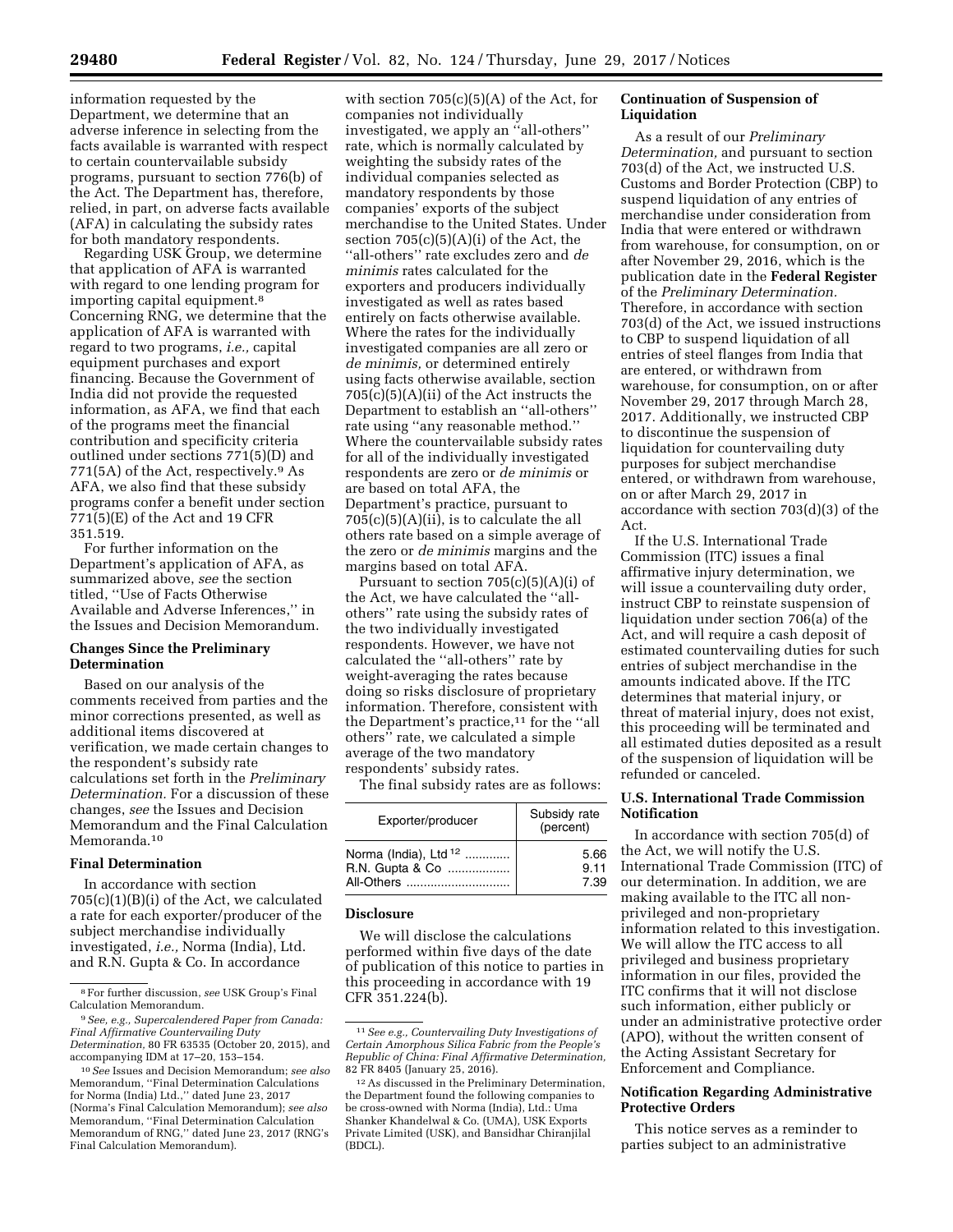information requested by the Department, we determine that an adverse inference in selecting from the facts available is warranted with respect to certain countervailable subsidy programs, pursuant to section 776(b) of the Act. The Department has, therefore, relied, in part, on adverse facts available (AFA) in calculating the subsidy rates for both mandatory respondents.

Regarding USK Group, we determine that application of AFA is warranted with regard to one lending program for importing capital equipment.[8] Concerning RNG, we determine that the application of AFA is warranted with regard to two programs, *i.e.,* capital equipment purchases and export financing. Because the Government of India did not provide the requested information, as AFA, we find that each of the programs meet the financial contribution and specificity criteria outlined under sections 771(5)(D) and 771(5A) of the Act, respectively.[9] As AFA, we also find that these subsidy programs confer a benefit under section 771(5)(E) of the Act and 19 CFR 351.519.

For further information on the Department's application of AFA, as summarized above, *see* the section titled, ''Use of Facts Otherwise Available and Adverse Inferences,'' in the Issues and Decision Memorandum.

## Changes Since the Preliminary Determination

Based on our analysis of the comments received from parties and the minor corrections presented, as well as additional items discovered at verification, we made certain changes to the respondent's subsidy rate calculations set forth in the *Preliminary Determination.* For a discussion of these changes, *see* the Issues and Decision Memorandum and the Final Calculation Memoranda.[10]

## Final Determination

In accordance with section 705(c)(1)(B)(i) of the Act, we calculated a rate for each exporter/producer of the subject merchandise individually investigated, *i.e.,* Norma (India), Ltd. and R.N. Gupta & Co. In accordance with section 705(c)(5)(A) of the Act, for companies not individually investigated, we apply an ''all-others'' rate, which is normally calculated by weighting the subsidy rates of the individual companies selected as mandatory respondents by those companies' exports of the subject merchandise to the United States. Under section 705(c)(5)(A)(i) of the Act, the ''all-others'' rate excludes zero and *de minimis* rates calculated for the exporters and producers individually investigated as well as rates based entirely on facts otherwise available. Where the rates for the individually investigated companies are all zero or *de minimis,* or determined entirely using facts otherwise available, section 705(c)(5)(A)(ii) of the Act instructs the Department to establish an ''all-others'' rate using ''any reasonable method.'' Where the countervailable subsidy rates for all of the individually investigated respondents are zero or *de minimis* or are based on total AFA, the Department's practice, pursuant to 705(c)(5)(A)(ii), is to calculate the all others rate based on a simple average of the zero or *de minimis* margins and the margins based on total AFA.

Pursuant to section 705(c)(5)(A)(i) of the Act, we have calculated the ''all-others'' rate using the subsidy rates of the two individually investigated respondents. However, we have not calculated the ''all-others'' rate by weight-averaging the rates because doing so risks disclosure of proprietary information. Therefore, consistent with the Department's practice,[11] for the ''all others'' rate, we calculated a simple average of the two mandatory respondents' subsidy rates.

The final subsidy rates are as follows:

| Exporter/producer | Subsidy rate (percent) |
|---|---|
| Norma (India), Ltd [12] | 5.66 |
| R.N. Gupta & Co | 9.11 |
| All-Others | 7.39 |

## Disclosure

We will disclose the calculations performed within five days of the date of publication of this notice to parties in this proceeding in accordance with 19 CFR 351.224(b).

## Continuation of Suspension of Liquidation

As a result of our *Preliminary Determination,* and pursuant to section 703(d) of the Act, we instructed U.S. Customs and Border Protection (CBP) to suspend liquidation of any entries of merchandise under consideration from India that were entered or withdrawn from warehouse, for consumption, on or after November 29, 2016, which is the publication date in the **Federal Register** of the *Preliminary Determination.* Therefore, in accordance with section 703(d) of the Act, we issued instructions to CBP to suspend liquidation of all entries of steel flanges from India that are entered, or withdrawn from warehouse, for consumption, on or after November 29, 2017 through March 28, 2017. Additionally, we instructed CBP to discontinue the suspension of liquidation for countervailing duty purposes for subject merchandise entered, or withdrawn from warehouse, on or after March 29, 2017 in accordance with section 703(d)(3) of the Act.

If the U.S. International Trade Commission (ITC) issues a final affirmative injury determination, we will issue a countervailing duty order, instruct CBP to reinstate suspension of liquidation under section 706(a) of the Act, and will require a cash deposit of estimated countervailing duties for such entries of subject merchandise in the amounts indicated above. If the ITC determines that material injury, or threat of material injury, does not exist, this proceeding will be terminated and all estimated duties deposited as a result of the suspension of liquidation will be refunded or canceled.

## U.S. International Trade Commission Notification

In accordance with section 705(d) of the Act, we will notify the U.S. International Trade Commission (ITC) of our determination. In addition, we are making available to the ITC all non-privileged and non-proprietary information related to this investigation. We will allow the ITC access to all privileged and business proprietary information in our files, provided the ITC confirms that it will not disclose such information, either publicly or under an administrative protective order (APO), without the written consent of the Acting Assistant Secretary for Enforcement and Compliance.

## Notification Regarding Administrative Protective Orders

This notice serves as a reminder to parties subject to an administrative

---

[8] For further discussion, *see* USK Group's Final Calculation Memorandum.

[9] *See, e.g., Supercalendered Paper from Canada: Final Affirmative Countervailing Duty Determination,* 80 FR 63535 (October 20, 2015), and accompanying IDM at 17–20, 153–154.

[10] *See* Issues and Decision Memorandum; *see also* Memorandum, ''Final Determination Calculations for Norma (India) Ltd.,'' dated June 23, 2017 (Norma's Final Calculation Memorandum); *see also* Memorandum, ''Final Determination Calculation Memorandum of RNG,'' dated June 23, 2017 (RNG's Final Calculation Memorandum).

[11] *See e.g., Countervailing Duty Investigations of Certain Amorphous Silica Fabric from the People's Republic of China: Final Affirmative Determination,* 82 FR 8405 (January 25, 2016).

[12] As discussed in the Preliminary Determination, the Department found the following companies to be cross-owned with Norma (India), Ltd.: Uma Shanker Khandelwal & Co. (UMA), USK Exports Private Limited (USK), and Bansidhar Chiranjilal (BDCL).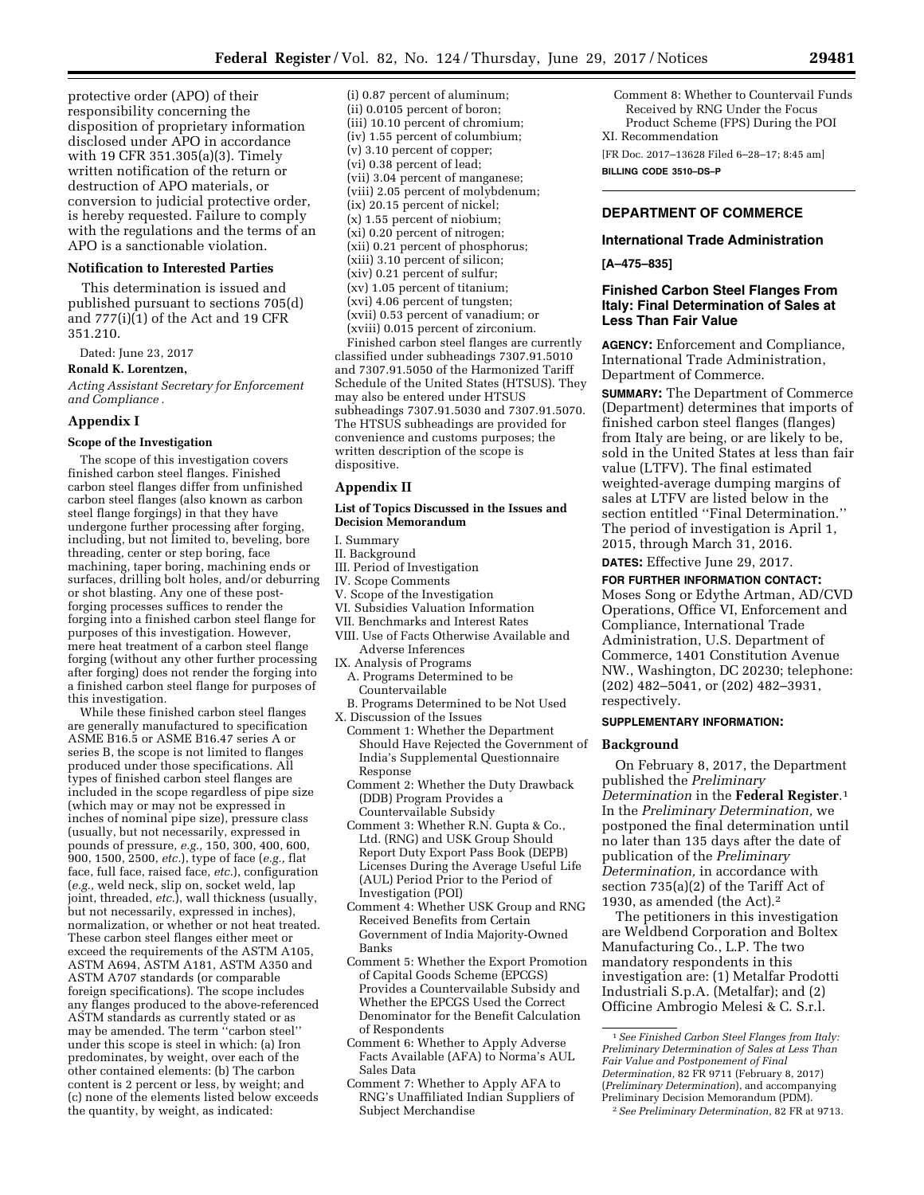protective order (APO) of their responsibility concerning the disposition of proprietary information disclosed under APO in accordance with 19 CFR 351.305(a)(3). Timely written notification of the return or destruction of APO materials, or conversion to judicial protective order, is hereby requested. Failure to comply with the regulations and the terms of an APO is a sanctionable violation.

### Notification to Interested Parties

This determination is issued and published pursuant to sections 705(d) and 777(i)(1) of the Act and 19 CFR 351.210.

Dated: June 23, 2017

**Ronald K. Lorentzen,**

*Acting Assistant Secretary for Enforcement and Compliance.*

## Appendix I

### Scope of the Investigation

The scope of this investigation covers finished carbon steel flanges. Finished carbon steel flanges differ from unfinished carbon steel flanges (also known as carbon steel flange forgings) in that they have undergone further processing after forging, including, but not limited to, beveling, bore threading, center or step boring, face machining, taper boring, machining ends or surfaces, drilling bolt holes, and/or deburring or shot blasting. Any one of these post-forging processes suffices to render the forging into a finished carbon steel flange for purposes of this investigation. However, mere heat treatment of a carbon steel flange forging (without any other further processing after forging) does not render the forging into a finished carbon steel flange for purposes of this investigation.

While these finished carbon steel flanges are generally manufactured to specification ASME B16.5 or ASME B16.47 series A or series B, the scope is not limited to flanges produced under those specifications. All types of finished carbon steel flanges are included in the scope regardless of pipe size (which may or may not be expressed in inches of nominal pipe size), pressure class (usually, but not necessarily, expressed in pounds of pressure, *e.g.,* 150, 300, 400, 600, 900, 1500, 2500, *etc.*), type of face (*e.g.,* flat face, full face, raised face, *etc.*), configuration (*e.g.,* weld neck, slip on, socket weld, lap joint, threaded, *etc.*), wall thickness (usually, but not necessarily, expressed in inches), normalization, or whether or not heat treated. These carbon steel flanges either meet or exceed the requirements of the ASTM A105, ASTM A694, ASTM A181, ASTM A350 and ASTM A707 standards (or comparable foreign specifications). The scope includes any flanges produced to the above-referenced ASTM standards as currently stated or as may be amended. The term ''carbon steel'' under this scope is steel in which: (a) Iron predominates, by weight, over each of the other contained elements: (b) The carbon content is 2 percent or less, by weight; and (c) none of the elements listed below exceeds the quantity, by weight, as indicated:

(i) 0.87 percent of aluminum;
(ii) 0.0105 percent of boron;
(iii) 10.10 percent of chromium;
(iv) 1.55 percent of columbium;
(v) 3.10 percent of copper;
(vi) 0.38 percent of lead;
(vii) 3.04 percent of manganese;
(viii) 2.05 percent of molybdenum;
(ix) 20.15 percent of nickel;
(x) 1.55 percent of niobium;
(xi) 0.20 percent of nitrogen;
(xii) 0.21 percent of phosphorus;
(xiii) 3.10 percent of silicon;
(xiv) 0.21 percent of sulfur;
(xv) 1.05 percent of titanium;
(xvi) 4.06 percent of tungsten;
(xvii) 0.53 percent of vanadium; or
(xviii) 0.015 percent of zirconium.

Finished carbon steel flanges are currently classified under subheadings 7307.91.5010 and 7307.91.5050 of the Harmonized Tariff Schedule of the United States (HTSUS). They may also be entered under HTSUS subheadings 7307.91.5030 and 7307.91.5070. The HTSUS subheadings are provided for convenience and customs purposes; the written description of the scope is dispositive.

## Appendix II

### List of Topics Discussed in the Issues and Decision Memorandum

I. Summary
II. Background
III. Period of Investigation
IV. Scope Comments
V. Scope of the Investigation
VI. Subsidies Valuation Information
VII. Benchmarks and Interest Rates
VIII. Use of Facts Otherwise Available and Adverse Inferences
IX. Analysis of Programs
  A. Programs Determined to be Countervailable
  B. Programs Determined to be Not Used
X. Discussion of the Issues
  Comment 1: Whether the Department Should Have Rejected the Government of India's Supplemental Questionnaire Response
  Comment 2: Whether the Duty Drawback (DDB) Program Provides a Countervailable Subsidy
  Comment 3: Whether R.N. Gupta & Co., Ltd. (RNG) and USK Group Should Report Duty Export Pass Book (DEPB) Licenses During the Average Useful Life (AUL) Period Prior to the Period of Investigation (POI)
  Comment 4: Whether USK Group and RNG Received Benefits from Certain Government of India Majority-Owned Banks
  Comment 5: Whether the Export Promotion of Capital Goods Scheme (EPCGS) Provides a Countervailable Subsidy and Whether the EPCGS Used the Correct Denominator for the Benefit Calculation of Respondents
  Comment 6: Whether to Apply Adverse Facts Available (AFA) to Norma's AUL Sales Data
  Comment 7: Whether to Apply AFA to RNG's Unaffiliated Indian Suppliers of Subject Merchandise
  Comment 8: Whether to Countervail Funds Received by RNG Under the Focus Product Scheme (FPS) During the POI
XI. Recommendation

[FR Doc. 2017–13628 Filed 6–28–17; 8:45 am]

**BILLING CODE 3510–DS–P**

---

## DEPARTMENT OF COMMERCE

### International Trade Administration

**[A–475–835]**

### Finished Carbon Steel Flanges From Italy: Final Determination of Sales at Less Than Fair Value

**AGENCY:** Enforcement and Compliance, International Trade Administration, Department of Commerce.

**SUMMARY:** The Department of Commerce (Department) determines that imports of finished carbon steel flanges (flanges) from Italy are being, or are likely to be, sold in the United States at less than fair value (LTFV). The final estimated weighted-average dumping margins of sales at LTFV are listed below in the section entitled ''Final Determination.'' The period of investigation is April 1, 2015, through March 31, 2016.

**DATES:** Effective June 29, 2017.

**FOR FURTHER INFORMATION CONTACT:** Moses Song or Edythe Artman, AD/CVD Operations, Office VI, Enforcement and Compliance, International Trade Administration, U.S. Department of Commerce, 1401 Constitution Avenue NW., Washington, DC 20230; telephone: (202) 482–5041, or (202) 482–3931, respectively.

**SUPPLEMENTARY INFORMATION:**

### Background

On February 8, 2017, the Department published the *Preliminary Determination* in the **Federal Register**.[1] In the *Preliminary Determination,* we postponed the final determination until no later than 135 days after the date of publication of the *Preliminary Determination,* in accordance with section 735(a)(2) of the Tariff Act of 1930, as amended (the Act).[2]

The petitioners in this investigation are Weldbend Corporation and Boltex Manufacturing Co., L.P. The two mandatory respondents in this investigation are: (1) Metalfar Prodotti Industriali S.p.A. (Metalfar); and (2) Officine Ambrogio Melesi & C. S.r.l.

[1] *See Finished Carbon Steel Flanges from Italy: Preliminary Determination of Sales at Less Than Fair Value and Postponement of Final Determination,* 82 FR 9711 (February 8, 2017) (*Preliminary Determination*), and accompanying Preliminary Decision Memorandum (PDM).

[2] *See Preliminary Determination,* 82 FR at 9713.